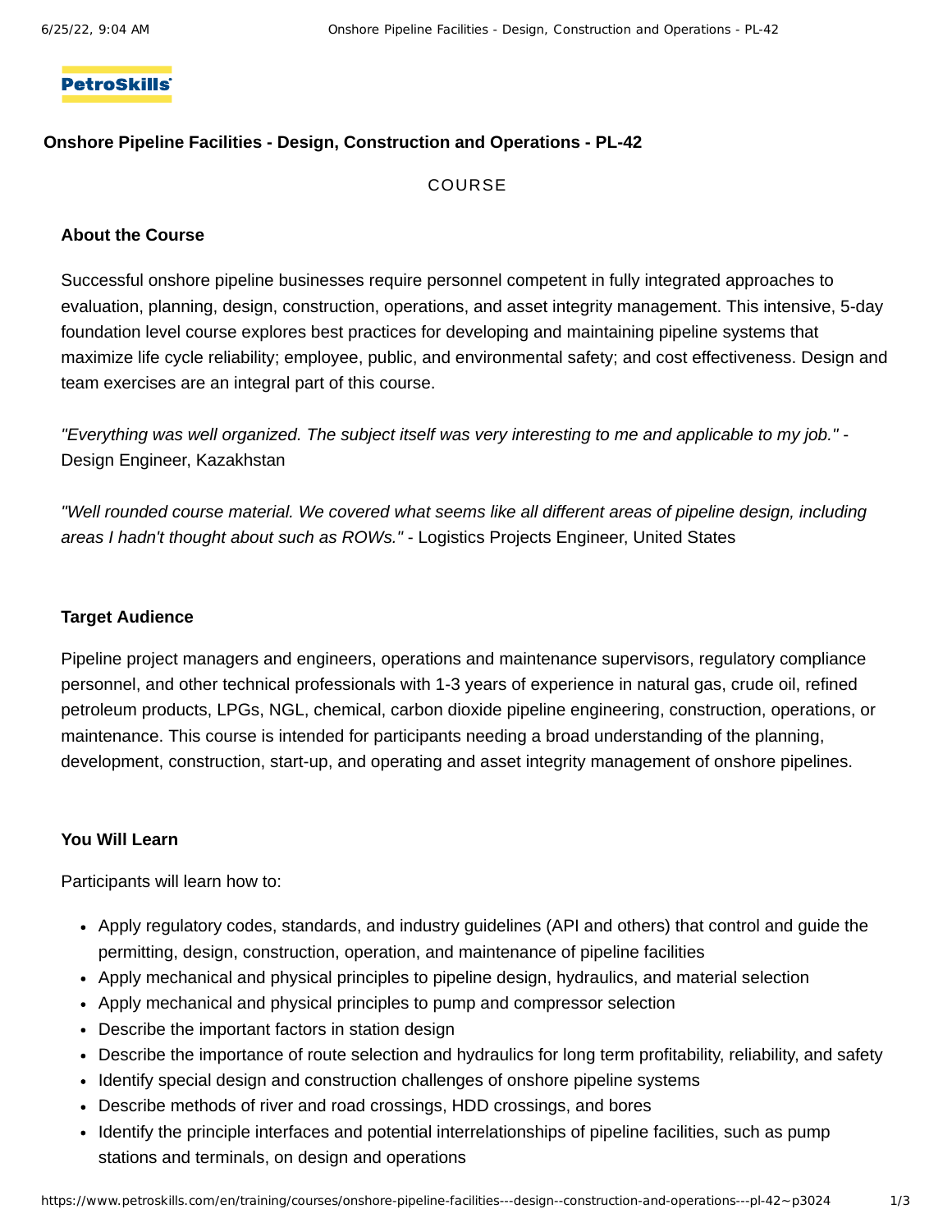# Onshore Pipeline Facilities - Design, Construction and Operations - PL-42

COURSE

## About the Course

Successful onshore pipeline businesses require personnel competent in fully integrated approaches to evaluation, planning, design, construction, operations, and asset integrity management. This intensive, 5-day foundation level course explores best practices for developing and maintaining pipeline systems that maximize life cycle reliability; employee, public, and environmental safety; and cost effectiveness. Design and team exercises are an integral part of this course.

*"Everything was well organized. The subject itself was very interesting to me and applicable to my job."* - Design Engineer, Kazakhstan

*"Well rounded course material. We covered what seems like all different areas of pipeline design, including areas I hadn't thought about such as ROWs."* - Logistics Projects Engineer, United States

## Target Audience

Pipeline project managers and engineers, operations and maintenance supervisors, regulatory compliance personnel, and other technical professionals with 1-3 years of experience in natural gas, crude oil, refined petroleum products, LPGs, NGL, chemical, carbon dioxide pipeline engineering, construction, operations, or maintenance. This course is intended for participants needing a broad understanding of the planning, development, construction, start-up, and operating and asset integrity management of onshore pipelines.

## You Will Learn

Participants will learn how to:

- Apply regulatory codes, standards, and industry guidelines (API and others) that control and guide the permitting, design, construction, operation, and maintenance of pipeline facilities
- Apply mechanical and physical principles to pipeline design, hydraulics, and material selection
- Apply mechanical and physical principles to pump and compressor selection
- Describe the important factors in station design
- Describe the importance of route selection and hydraulics for long term profitability, reliability, and safety
- Identify special design and construction challenges of onshore pipeline systems
- Describe methods of river and road crossings, HDD crossings, and bores
- Identify the principle interfaces and potential interrelationships of pipeline facilities, such as pump stations and terminals, on design and operations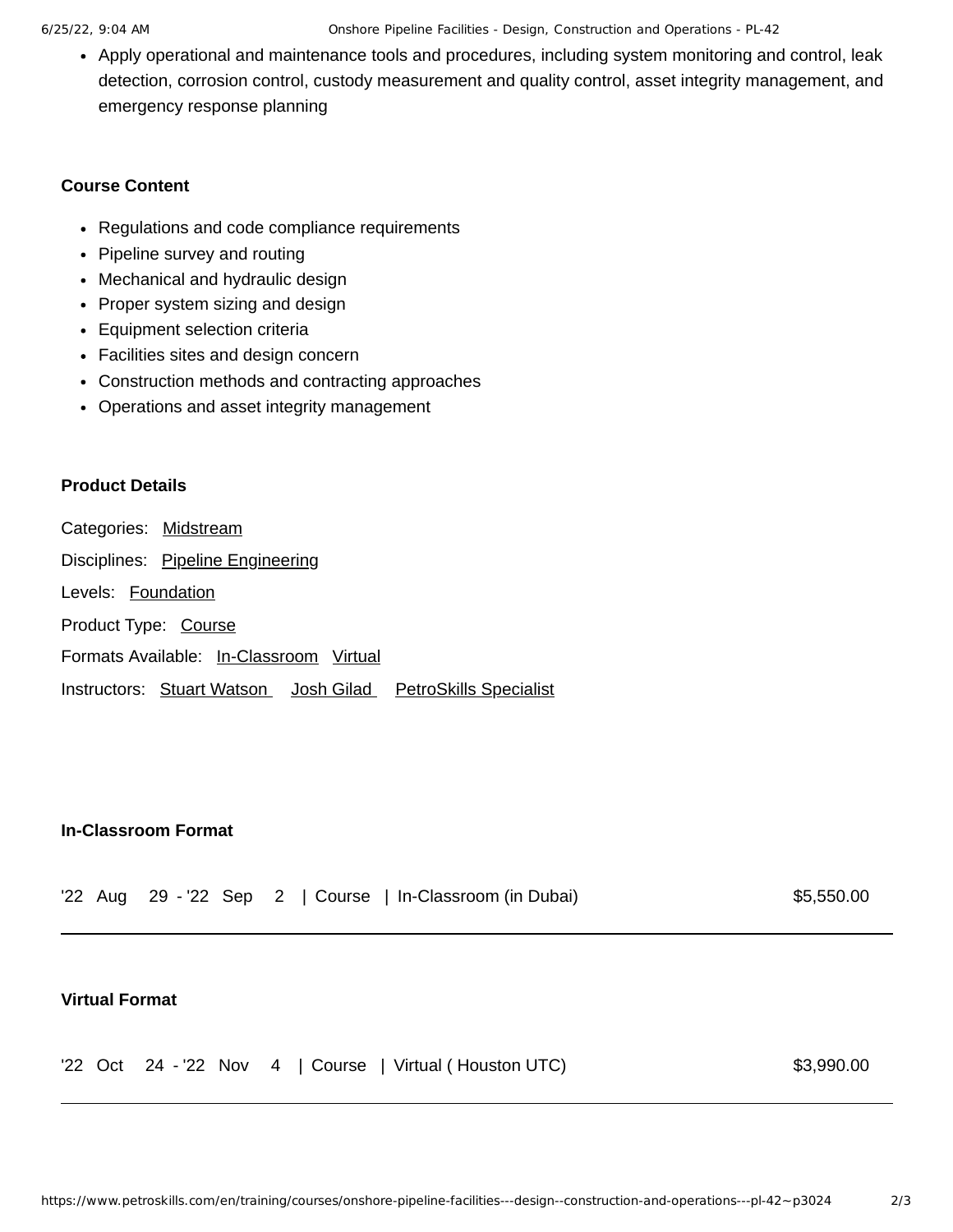- Apply operational and maintenance tools and procedures, including system monitoring and control, leak detection, corrosion control, custody measurement and quality control, asset integrity management, and emergency response planning

**Course Content**

- Regulations and code compliance requirements
- Pipeline survey and routing
- Mechanical and hydraulic design
- Proper system sizing and design
- Equipment selection criteria
- Facilities sites and design concern
- Construction methods and contracting approaches
- Operations and asset integrity management

**Product Details**

Categories: Midstream

Disciplines: Pipeline Engineering

Levels: Foundation

Product Type: Course

Formats Available: In-Classroom Virtual

Instructors: Stuart Watson Josh Gilad PetroSkills Specialist

**In-Classroom Format**

'22 Aug 29 - '22 Sep 2 | Course | In-Classroom (in Dubai) $5,550.00

**Virtual Format**

'22 Oct 24 - '22 Nov 4 | Course | Virtual ( Houston UTC) $3,990.00